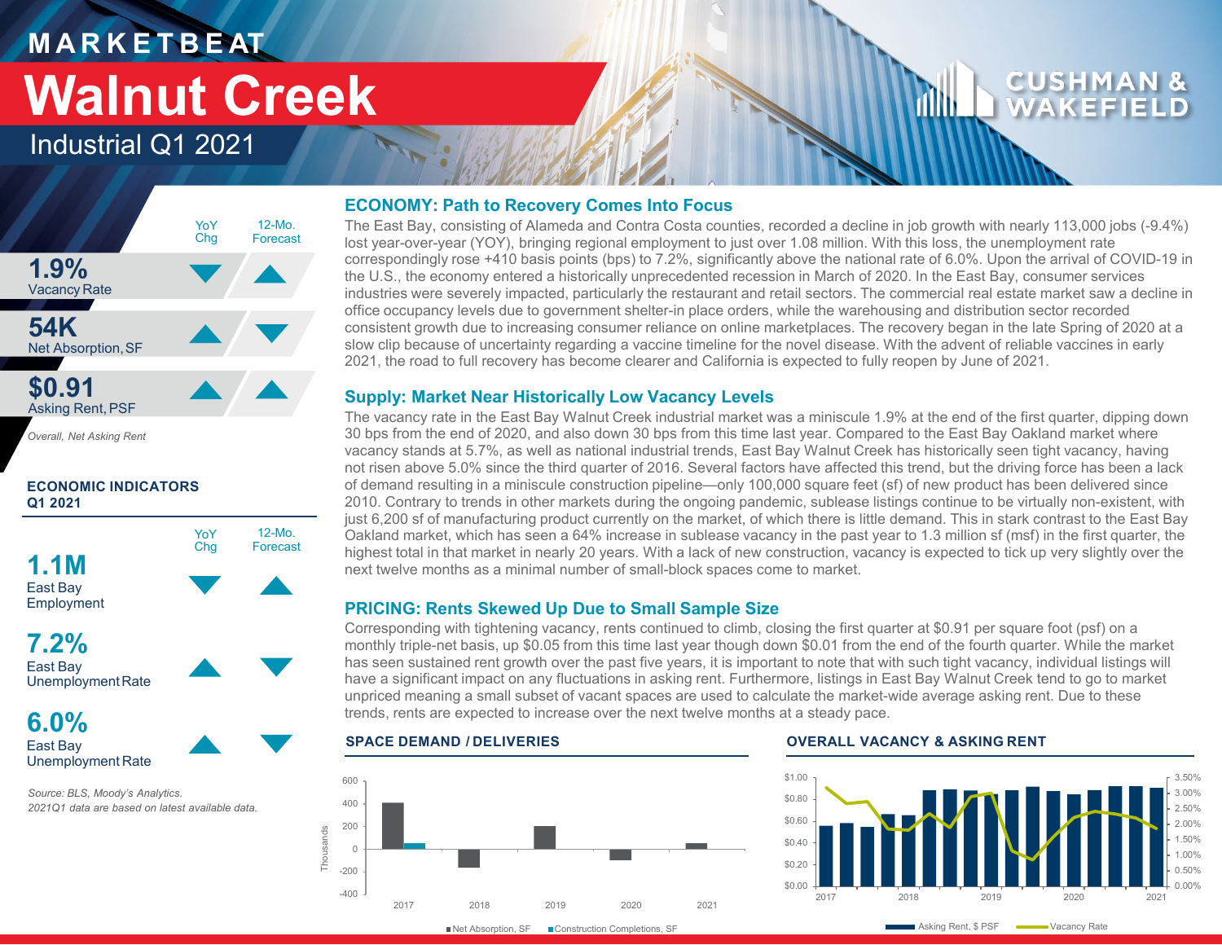# MARKETBEAT

# Walnut Creek

## Industrial Q1 2021

| | YoY Chg | 12-Mo. Forecast |
|---|---|---|
| **1.9%** Vacancy Rate | ▼ | ▲ |
| **54K** Net Absorption, SF | ▲ | ▼ |
| **$0.91** Asking Rent, PSF | ▲ | ▲ |

*Overall, Net Asking Rent*

### ECONOMIC INDICATORS Q1 2021

| | YoY Chg | 12-Mo. Forecast |
|---|---|---|
| **1.1M** East Bay Employment | ▼ | ▲ |
| **7.2%** East Bay Unemployment Rate | ▲ | ▼ |
| **6.0%** East Bay Unemployment Rate | ▲ | ▼ |

*Source: BLS, Moody's Analytics.*
*2021Q1 data are based on latest available data.*

## ECONOMY: Path to Recovery Comes Into Focus

The East Bay, consisting of Alameda and Contra Costa counties, recorded a decline in job growth with nearly 113,000 jobs (-9.4%) lost year-over-year (YOY), bringing regional employment to just over 1.08 million. With this loss, the unemployment rate correspondingly rose +410 basis points (bps) to 7.2%, significantly above the national rate of 6.0%. Upon the arrival of COVID-19 in the U.S., the economy entered a historically unprecedented recession in March of 2020. In the East Bay, consumer services industries were severely impacted, particularly the restaurant and retail sectors. The commercial real estate market saw a decline in office occupancy levels due to government shelter-in place orders, while the warehousing and distribution sector recorded consistent growth due to increasing consumer reliance on online marketplaces. The recovery began in the late Spring of 2020 at a slow clip because of uncertainty regarding a vaccine timeline for the novel disease. With the advent of reliable vaccines in early 2021, the road to full recovery has become clearer and California is expected to fully reopen by June of 2021.

## Supply: Market Near Historically Low Vacancy Levels

The vacancy rate in the East Bay Walnut Creek industrial market was a miniscule 1.9% at the end of the first quarter, dipping down 30 bps from the end of 2020, and also down 30 bps from this time last year. Compared to the East Bay Oakland market where vacancy stands at 5.7%, as well as national industrial trends, East Bay Walnut Creek has historically seen tight vacancy, having not risen above 5.0% since the third quarter of 2016. Several factors have affected this trend, but the driving force has been a lack of demand resulting in a miniscule construction pipeline—only 100,000 square feet (sf) of new product has been delivered since 2010. Contrary to trends in other markets during the ongoing pandemic, sublease listings continue to be virtually non-existent, with just 6,200 sf of manufacturing product currently on the market, of which there is little demand. This in stark contrast to the East Bay Oakland market, which has seen a 64% increase in sublease vacancy in the past year to 1.3 million sf (msf) in the first quarter, the highest total in that market in nearly 20 years. With a lack of new construction, vacancy is expected to tick up very slightly over the next twelve months as a minimal number of small-block spaces come to market.

## PRICING: Rents Skewed Up Due to Small Sample Size

Corresponding with tightening vacancy, rents continued to climb, closing the first quarter at $0.91 per square foot (psf) on a monthly triple-net basis, up $0.05 from this time last year though down $0.01 from the end of the fourth quarter. While the market has seen sustained rent growth over the past five years, it is important to note that with such tight vacancy, individual listings will have a significant impact on any fluctuations in asking rent. Furthermore, listings in East Bay Walnut Creek tend to go to market unpriced meaning a small subset of vacant spaces are used to calculate the market-wide average asking rent. Due to these trends, rents are expected to increase over the next twelve months at a steady pace.

### SPACE DEMAND / DELIVERIES

Net Absorption, SF / Construction Completions, SF (Thousands), 2017–2021

### OVERALL VACANCY & ASKING RENT

Asking Rent, $ PSF / Vacancy Rate, 2017–2021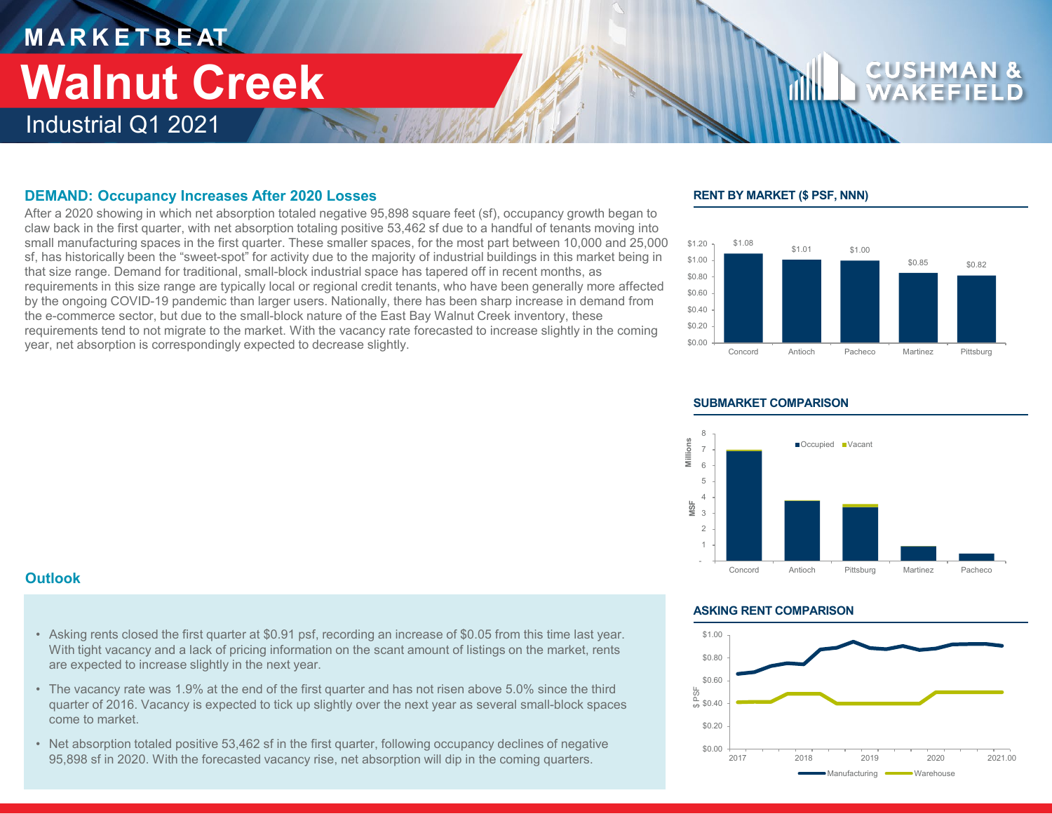# MARKETBEAT

# Walnut Creek

## Industrial Q1 2021

### DEMAND: Occupancy Increases After 2020 Losses

After a 2020 showing in which net absorption totaled negative 95,898 square feet (sf), occupancy growth began to claw back in the first quarter, with net absorption totaling positive 53,462 sf due to a handful of tenants moving into small manufacturing spaces in the first quarter. These smaller spaces, for the most part between 10,000 and 25,000 sf, has historically been the "sweet-spot" for activity due to the majority of industrial buildings in this market being in that size range. Demand for traditional, small-block industrial space has tapered off in recent months, as requirements in this size range are typically local or regional credit tenants, who have been generally more affected by the ongoing COVID-19 pandemic than larger users. Nationally, there has been sharp increase in demand from the e-commerce sector, but due to the small-block nature of the East Bay Walnut Creek inventory, these requirements tend to not migrate to the market. With the vacancy rate forecasted to increase slightly in the coming year, net absorption is correspondingly expected to decrease slightly.

### RENT BY MARKET ($ PSF, NNN)

| Market | Rent |
|---|---|
| Concord | $1.08 |
| Antioch | $1.01 |
| Pacheco | $1.00 |
| Martinez | $0.85 |
| Pittsburg | $0.82 |

### SUBMARKET COMPARISON

Occupied / Vacant (MSF, Millions)

Concord, Antioch, Pittsburg, Martinez, Pacheco

### Outlook

- Asking rents closed the first quarter at $0.91 psf, recording an increase of $0.05 from this time last year. With tight vacancy and a lack of pricing information on the scant amount of listings on the market, rents are expected to increase slightly in the next year.
- The vacancy rate was 1.9% at the end of the first quarter and has not risen above 5.0% since the third quarter of 2016. Vacancy is expected to tick up slightly over the next year as several small-block spaces come to market.
- Net absorption totaled positive 53,462 sf in the first quarter, following occupancy declines of negative 95,898 sf in 2020. With the forecasted vacancy rise, net absorption will dip in the coming quarters.

### ASKING RENT COMPARISON

Manufacturing / Warehouse ($ PSF), 2017–2021.00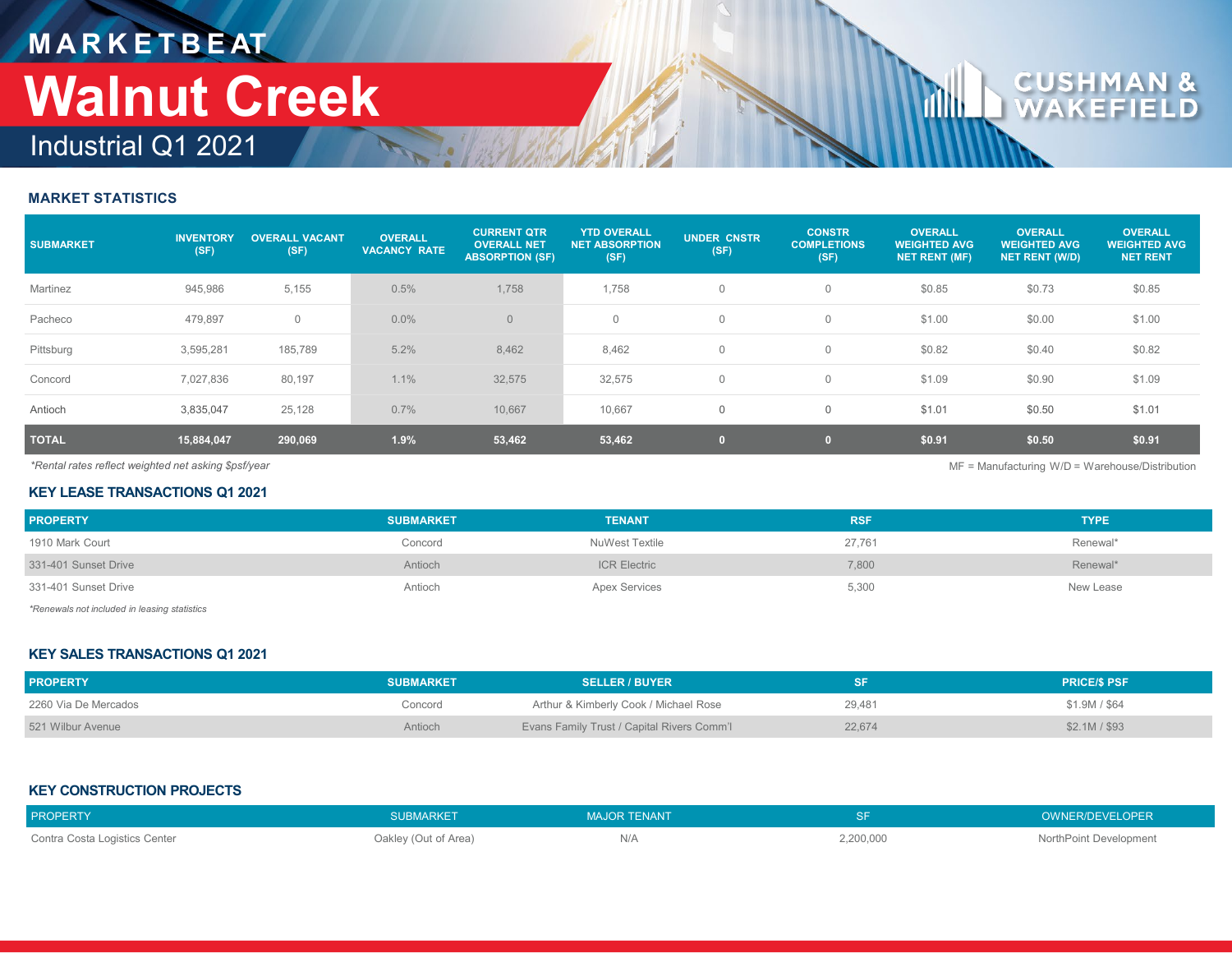MARKETBEAT

# Walnut Creek

Industrial Q1 2021

CUSHMAN & WAKEFIELD

## MARKET STATISTICS

| SUBMARKET | INVENTORY (SF) | OVERALL VACANT (SF) | OVERALL VACANCY RATE | CURRENT QTR OVERALL NET ABSORPTION (SF) | YTD OVERALL NET ABSORPTION (SF) | UNDER CNSTR (SF) | CONSTR COMPLETIONS (SF) | OVERALL WEIGHTED AVG NET RENT (MF) | OVERALL WEIGHTED AVG NET RENT (W/D) | OVERALL WEIGHTED AVG NET RENT |
|---|---|---|---|---|---|---|---|---|---|---|
| Martinez | 945,986 | 5,155 | 0.5% | 1,758 | 1,758 | 0 | 0 | $0.85 | $0.73 | $0.85 |
| Pacheco | 479,897 | 0 | 0.0% | 0 | 0 | 0 | 0 | $1.00 | $0.00 | $1.00 |
| Pittsburg | 3,595,281 | 185,789 | 5.2% | 8,462 | 8,462 | 0 | 0 | $0.82 | $0.40 | $0.82 |
| Concord | 7,027,836 | 80,197 | 1.1% | 32,575 | 32,575 | 0 | 0 | $1.09 | $0.90 | $1.09 |
| Antioch | 3,835,047 | 25,128 | 0.7% | 10,667 | 10,667 | 0 | 0 | $1.01 | $0.50 | $1.01 |
| **TOTAL** | **15,884,047** | **290,069** | **1.9%** | **53,462** | **53,462** | **0** | **0** | **$0.91** | **$0.50** | **$0.91** |

*\*Rental rates reflect weighted net asking $psf/year*

MF = Manufacturing W/D = Warehouse/Distribution

## KEY LEASE TRANSACTIONS Q1 2021

| PROPERTY | SUBMARKET | TENANT | RSF | TYPE |
|---|---|---|---|---|
| 1910 Mark Court | Concord | NuWest Textile | 27,761 | Renewal* |
| 331-401 Sunset Drive | Antioch | ICR Electric | 7,800 | Renewal* |
| 331-401 Sunset Drive | Antioch | Apex Services | 5,300 | New Lease |

*\*Renewals not included in leasing statistics*

## KEY SALES TRANSACTIONS Q1 2021

| PROPERTY | SUBMARKET | SELLER / BUYER | SF | PRICE/$ PSF |
|---|---|---|---|---|
| 2260 Via De Mercados | Concord | Arthur & Kimberly Cook / Michael Rose | 29,481 | $1.9M / $64 |
| 521 Wilbur Avenue | Antioch | Evans Family Trust / Capital Rivers Comm'l | 22,674 | $2.1M / $93 |

## KEY CONSTRUCTION PROJECTS

| PROPERTY | SUBMARKET | MAJOR TENANT | SF | OWNER/DEVELOPER |
|---|---|---|---|---|
| Contra Costa Logistics Center | Oakley (Out of Area) | N/A | 2,200,000 | NorthPoint Development |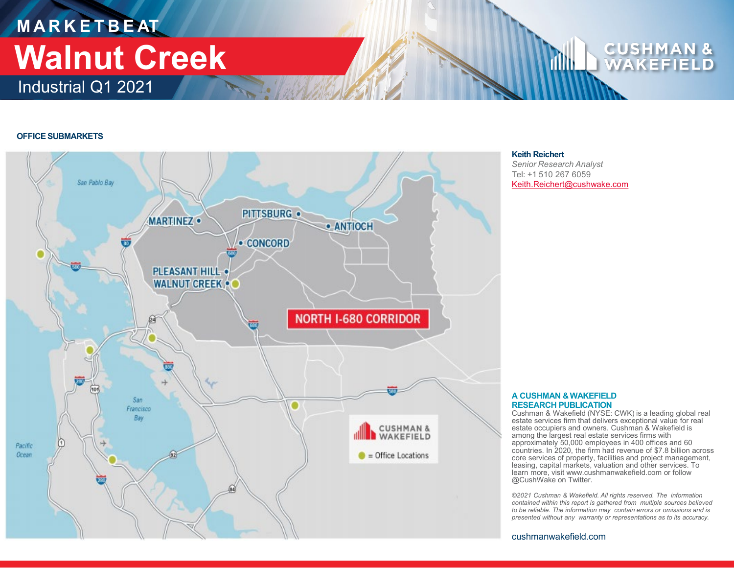# MARKETBEAT

# Walnut Creek

## Industrial Q1 2021

### OFFICE SUBMARKETS

San Pablo Bay
MARTINEZ
PITTSBURG
ANTIOCH
CONCORD
PLEASANT HILL
WALNUT CREEK
NORTH I-680 CORRIDOR
San Francisco Bay
Pacific Ocean
CUSHMAN & WAKEFIELD
= Office Locations

**Keith Reichert**
*Senior Research Analyst*
Tel: +1 510 267 6059
Keith.Reichert@cushwake.com

**A CUSHMAN & WAKEFIELD RESEARCH PUBLICATION**

Cushman & Wakefield (NYSE: CWK) is a leading global real estate services firm that delivers exceptional value for real estate occupiers and owners. Cushman & Wakefield is among the largest real estate services firms with approximately 50,000 employees in 400 offices and 60 countries. In 2020, the firm had revenue of $7.8 billion across core services of property, facilities and project management, leasing, capital markets, valuation and other services. To learn more, visit www.cushmanwakefield.com or follow @CushWake on Twitter.

*©2021 Cushman & Wakefield. All rights reserved. The information contained within this report is gathered from multiple sources believed to be reliable. The information may contain errors or omissions and is presented without any warranty or representations as to its accuracy.*

cushmanwakefield.com